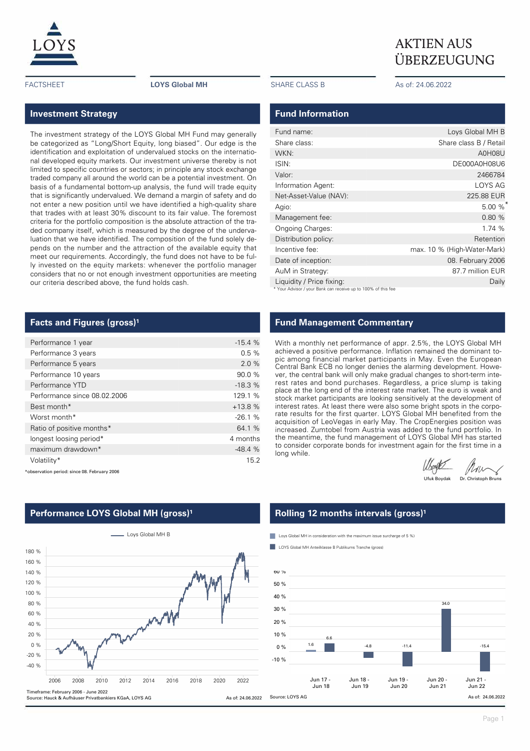LOYS

# AKTIEN AUS ÜBERZEUGUNG

FACTSHEET | **LOYS Global MH** | SHARE CLASS B | As of: 24.06.2022

## Investment Strategy

The investment strategy of the LOYS Global MH Fund may generally be categorized as "Long/Short Equity, long biased". Our edge is the identification and exploitation of undervalued stocks on the international developed equity markets. Our investment universe thereby is not limited to specific countries or sectors; in principle any stock exchange traded company all around the world can be a potential investment. On basis of a fundamental bottom-up analysis, the fund will trade equity that is significantly undervalued. We demand a margin of safety and do not enter a new position until we have identified a high-quality share that trades with at least 30% discount to its fair value. The foremost criteria for the portfolio composition is the absolute attraction of the traded company itself, which is measured by the degree of the undervaluation that we have identified. The composition of the fund solely depends on the number and the attraction of the available equity that meet our requirements. Accordingly, the fund does not have to be fully invested on the equity markets: whenever the portfolio manager considers that no or not enough investment opportunities are meeting our criteria described above, the fund holds cash.

## Fund Information

| | |
|---|---|
| Fund name: | Loys Global MH B |
| Share class: | Share class B / Retail |
| WKN: | A0H08U |
| ISIN: | DE000A0H08U6 |
| Valor: | 2466784 |
| Information Agent: | LOYS AG |
| Net-Asset-Value (NAV): | 225.88 EUR |
| Agio: | 5.00 %* |
| Management fee: | 0.80 % |
| Ongoing Charges: | 1.74 % |
| Distribution policy: | Retention |
| Incentive fee: | max. 10 % (High-Water-Mark) |
| Date of inception: | 08. February 2006 |
| AuM in Strategy: | 87.7 million EUR |
| Liquidity / Price fixing: | Daily |

* Your Advisor / your Bank can receive up to 100% of this fee

## Facts and Figures (gross)[1]

| | |
|---|---|
| Performance 1 year | -15.4 % |
| Performance 3 years | 0.5 % |
| Performance 5 years | 2.0 % |
| Performance 10 years | 90.0 % |
| Performance YTD | -18.3 % |
| Performance since 08.02.2006 | 129.1 % |
| Best month* | +13.8 % |
| Worst month* | -26.1 % |
| Ratio of positive months* | 64.1 % |
| longest loosing period* | 4 months |
| maximum drawdown* | -48.4 % |
| Volatility* | 15.2 |

*observation period: since 08. February 2006

## Fund Management Commentary

With a monthly net performance of appr. 2.5%, the LOYS Global MH achieved a positive performance. Inflation remained the dominant topic among financial market participants in May. Even the European Central Bank ECB no longer denies the alarming development. However, the central bank will only make gradual changes to short-term interest rates and bond purchases. Regardless, a price slump is taking place at the long end of the interest rate market. The euro is weak and stock market participants are looking sensitively at the development of interest rates. At least there were also some bright spots in the corporate results for the first quarter. LOYS Global MH benefited from the acquisition of LeoVegas in early May. The CropEnergies position was increased. Zumtobel from Austria was added to the fund portfolio. In the meantime, the fund management of LOYS Global MH has started to consider corporate bonds for investment again for the first time in a long while.

Ufuk Boydak | Dr. Christoph Bruns

## Performance LOYS Global MH (gross)[1]

Loys Global MH B

180 % 160 % 140 % 120 % 100 % 80 % 60 % 40 % 20 % 0 % -20 % -40 %

2006 2008 2010 2012 2014 2016 2018 2020 2022

Timeframe: February 2006 - June 2022
Source: Hauck & Aufhäuser Privatbankiers KGaA, LOYS AG

As of: 24.06.2022

## Rolling 12 months intervals (gross)[1]

Loys Global MH in consideration with the maximum issue surcharge of 5 %)
LOYS Global MH Anteilklasse B Publikums Tranche (gross)

60 % 50 % 40 % 30 % 20 % 10 % 0 % -10 %

1.6 6.6 -4.8 -11.4 34.0 -15.4

Jun 17 - Jun 18 | Jun 18 - Jun 19 | Jun 19 - Jun 20 | Jun 20 - Jun 21 | Jun 21 - Jun 22

Source: LOYS AG

As of: 24.06.2022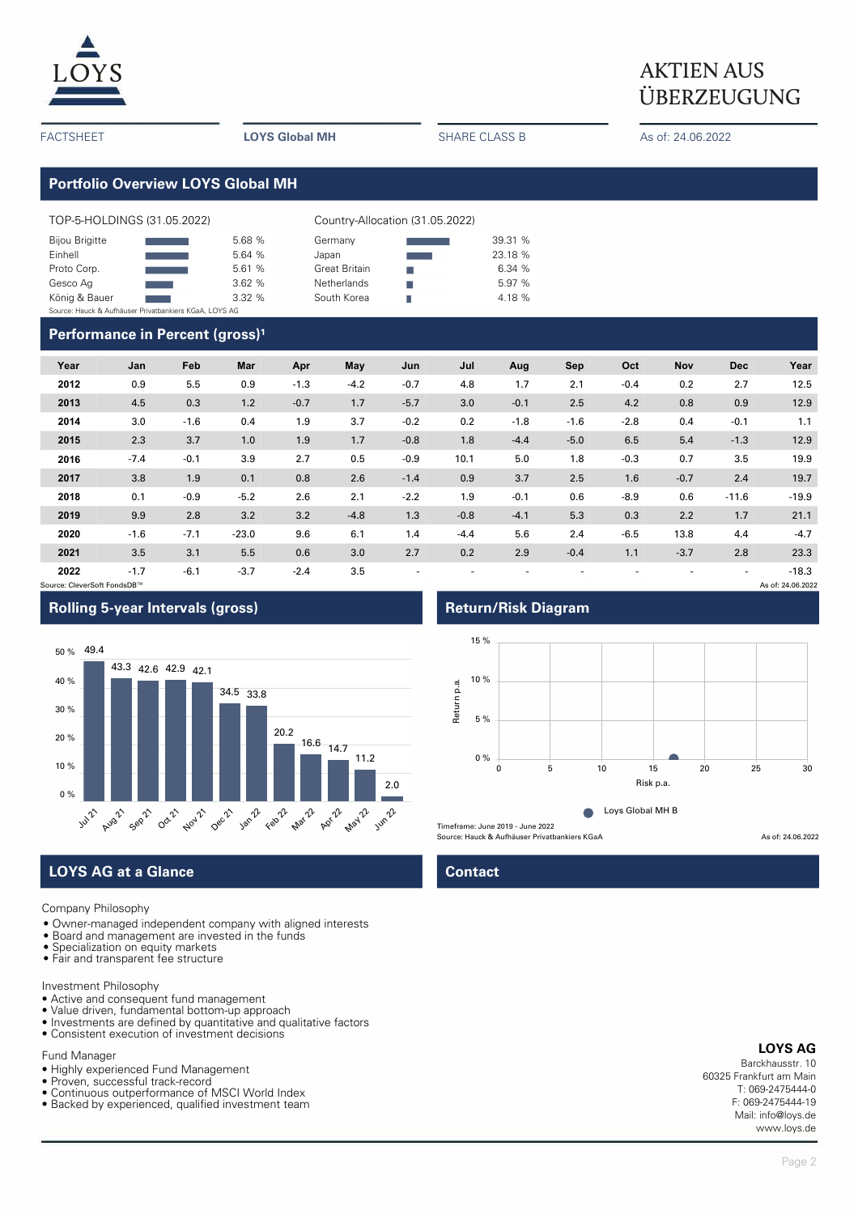LOYS

# AKTIEN AUS ÜBERZEUGUNG

FACTSHEET | **LOYS Global MH** | SHARE CLASS B | As of: 24.06.2022

## Portfolio Overview LOYS Global MH

TOP-5-HOLDINGS (31.05.2022)

| | |
|---|---|
| Bijou Brigitte | 5.68 % |
| Einhell | 5.64 % |
| Proto Corp. | 5.61 % |
| Gesco Ag | 3.62 % |
| König & Bauer | 3.32 % |

Source: Hauck & Aufhäuser Privatbankiers KGaA, LOYS AG

Country-Allocation (31.05.2022)

| | |
|---|---|
| Germany | 39.31 % |
| Japan | 23.18 % |
| Great Britain | 6.34 % |
| Netherlands | 5.97 % |
| South Korea | 4.18 % |

## Performance in Percent (gross)[1]

| Year | Jan | Feb | Mar | Apr | May | Jun | Jul | Aug | Sep | Oct | Nov | Dec | Year |
|---|---|---|---|---|---|---|---|---|---|---|---|---|---|
| 2012 | 0.9 | 5.5 | 0.9 | -1.3 | -4.2 | -0.7 | 4.8 | 1.7 | 2.1 | -0.4 | 0.2 | 2.7 | 12.5 |
| 2013 | 4.5 | 0.3 | 1.2 | -0.7 | 1.7 | -5.7 | 3.0 | -0.1 | 2.5 | 4.2 | 0.8 | 0.9 | 12.9 |
| 2014 | 3.0 | -1.6 | 0.4 | 1.9 | 3.7 | -0.2 | 0.2 | -1.8 | -1.6 | -2.8 | 0.4 | -0.1 | 1.1 |
| 2015 | 2.3 | 3.7 | 1.0 | 1.9 | 1.7 | -0.8 | 1.8 | -4.4 | -5.0 | 6.5 | 5.4 | -1.3 | 12.9 |
| 2016 | -7.4 | -0.1 | 3.9 | 2.7 | 0.5 | -0.9 | 10.1 | 5.0 | 1.8 | -0.3 | 0.7 | 3.5 | 19.9 |
| 2017 | 3.8 | 1.9 | 0.1 | 0.8 | 2.6 | -1.4 | 0.9 | 3.7 | 2.5 | 1.6 | -0.7 | 2.4 | 19.7 |
| 2018 | 0.1 | -0.9 | -5.2 | 2.6 | 2.1 | -2.2 | 1.9 | -0.1 | 0.6 | -8.9 | 0.6 | -11.6 | -19.9 |
| 2019 | 9.9 | 2.8 | 3.2 | 3.2 | -4.8 | 1.3 | -0.8 | -4.1 | 5.3 | 0.3 | 2.2 | 1.7 | 21.1 |
| 2020 | -1.6 | -7.1 | -23.0 | 9.6 | 6.1 | 1.4 | -4.4 | 5.6 | 2.4 | -6.5 | 13.8 | 4.4 | -4.7 |
| 2021 | 3.5 | 3.1 | 5.5 | 0.6 | 3.0 | 2.7 | 0.2 | 2.9 | -0.4 | 1.1 | -3.7 | 2.8 | 23.3 |
| 2022 | -1.7 | -6.1 | -3.7 | -2.4 | 3.5 | - | - | - | - | - | - | - | -18.3 |

Source: CleverSoft FondsDB™ As of: 24.06.2022

## Rolling 5-year Intervals (gross)

50 % 40 % 30 % 20 % 10 % 0 %

49.4 43.3 42.6 42.9 42.1 34.5 33.8 20.2 16.6 14.7 11.2 2.0

Jul 21 Aug 21 Sep 21 Oct 21 Nov 21 Dec 21 Jan 22 Feb 22 Mar 22 Apr 22 May 22 Jun 22

## Return/Risk Diagram

Return p.a.

15 % 10 % 5 % 0 %

0 5 10 15 20 25 30

Risk p.a.

Loys Global MH B

Timeframe: June 2019 - June 2022
Source: Hauck & Aufhäuser Privatbankiers KGaA

As of: 24.06.2022

## LOYS AG at a Glance

Company Philosophy
- Owner-managed independent company with aligned interests
- Board and management are invested in the funds
- Specialization on equity markets
- Fair and transparent fee structure

Investment Philosophy
- Active and consequent fund management
- Value driven, fundamental bottom-up approach
- Investments are defined by quantitative and qualitative factors
- Consistent execution of investment decisions

Fund Manager
- Highly experienced Fund Management
- Proven, successful track-record
- Continuous outperformance of MSCI World Index
- Backed by experienced, qualified investment team

## Contact

**LOYS AG**
Barckhausstr. 10
60325 Frankfurt am Main
T: 069-2475444-0
F: 069-2475444-19
Mail: info@loys.de
www.loys.de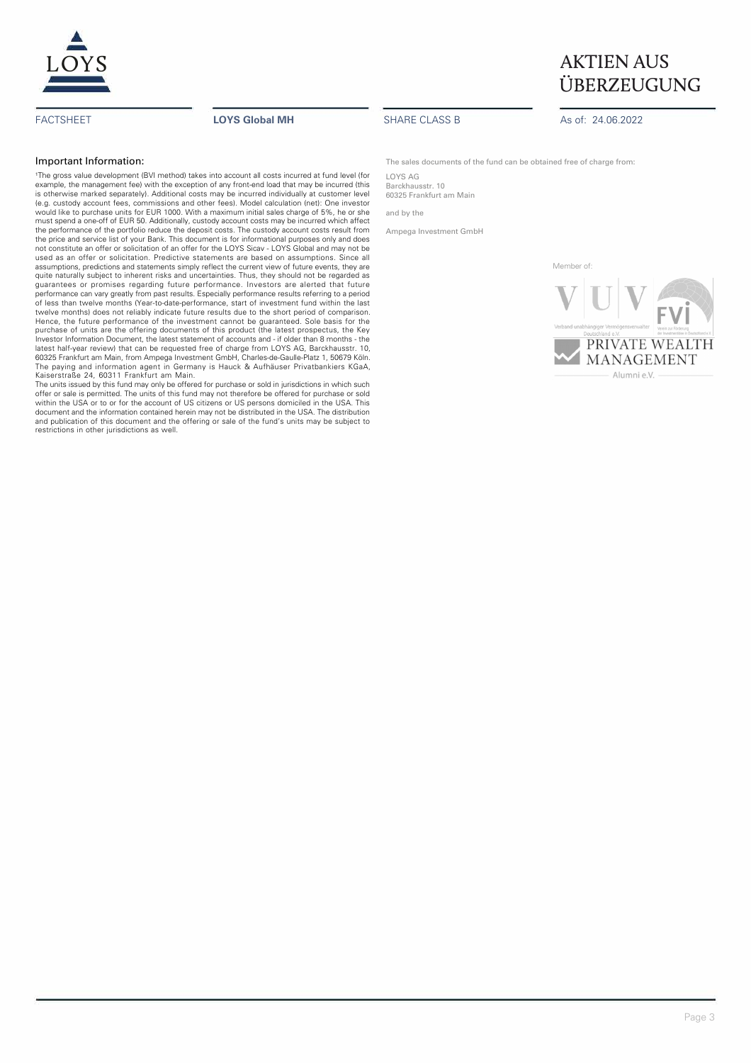## Important Information:

[1]The gross value development (BVI method) takes into account all costs incurred at fund level (for example, the management fee) with the exception of any front-end load that may be incurred (this is otherwise marked separately). Additional costs may be incurred individually at customer level (e.g. custody account fees, commissions and other fees). Model calculation (net): One investor would like to purchase units for EUR 1000. With a maximum initial sales charge of 5%, he or she must spend a one-off of EUR 50. Additionally, custody account costs may be incurred which affect the performance of the portfolio reduce the deposit costs. The custody account costs result from the price and service list of your Bank. This document is for informational purposes only and does not constitute an offer or solicitation of an offer for the LOYS Sicav - LOYS Global and may not be used as an offer or solicitation. Predictive statements are based on assumptions. Since all assumptions, predictions and statements simply reflect the current view of future events, they are quite naturally subject to inherent risks and uncertainties. Thus, they should not be regarded as guarantees or promises regarding future performance. Investors are alerted that future performance can vary greatly from past results. Especially performance results referring to a period of less than twelve months (Year-to-date-performance, start of investment fund within the last twelve months) does not reliably indicate future results due to the short period of comparison. Hence, the future performance of the investment cannot be guaranteed. Sole basis for the purchase of units are the offering documents of this product (the latest prospectus, the Key Investor Information Document, the latest statement of accounts and - if older than 8 months - the latest half-year review) that can be requested free of charge from LOYS AG, Barckhausstr. 10, 60325 Frankfurt am Main, from Ampega Investment GmbH, Charles-de-Gaulle-Platz 1, 50679 Köln. The paying and information agent in Germany is Hauck & Aufhäuser Privatbankiers KGaA, Kaiserstraße 24, 60311 Frankfurt am Main.

The units issued by this fund may only be offered for purchase or sold in jurisdictions in which such offer or sale is permitted. The units of this fund may not therefore be offered for purchase or sold within the USA or to or for the account of US citizens or US persons domiciled in the USA. This document and the information contained herein may not be distributed in the USA. The distribution and publication of this document and the offering or sale of the fund's units may be subject to restrictions in other jurisdictions as well.

The sales documents of the fund can be obtained free of charge from:

LOYS AG
Barckhausstr. 10
60325 Frankfurt am Main

and by the

Ampega Investment GmbH

Member of:

VUV Verband unabhängiger Vermögensverwalter Deutschland e.V.

FVI

PRIVATE WEALTH MANAGEMENT Alumni e.V.